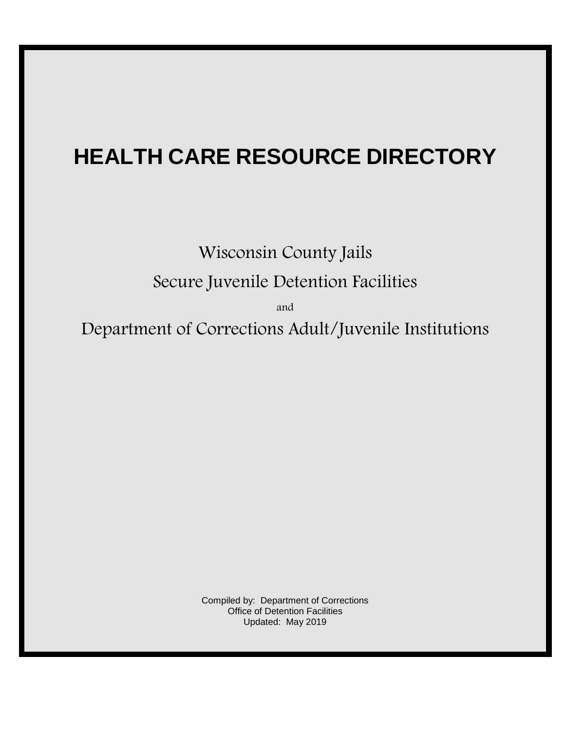# HEALTH CARE RESOURCE DIRECTORY

Wisconsin County Jails

Secure Juvenile Detention Facilities

and

Department of Corrections Adult/Juvenile Institutions

Compiled by: Department of Corrections
Office of Detention Facilities
Updated: May 2019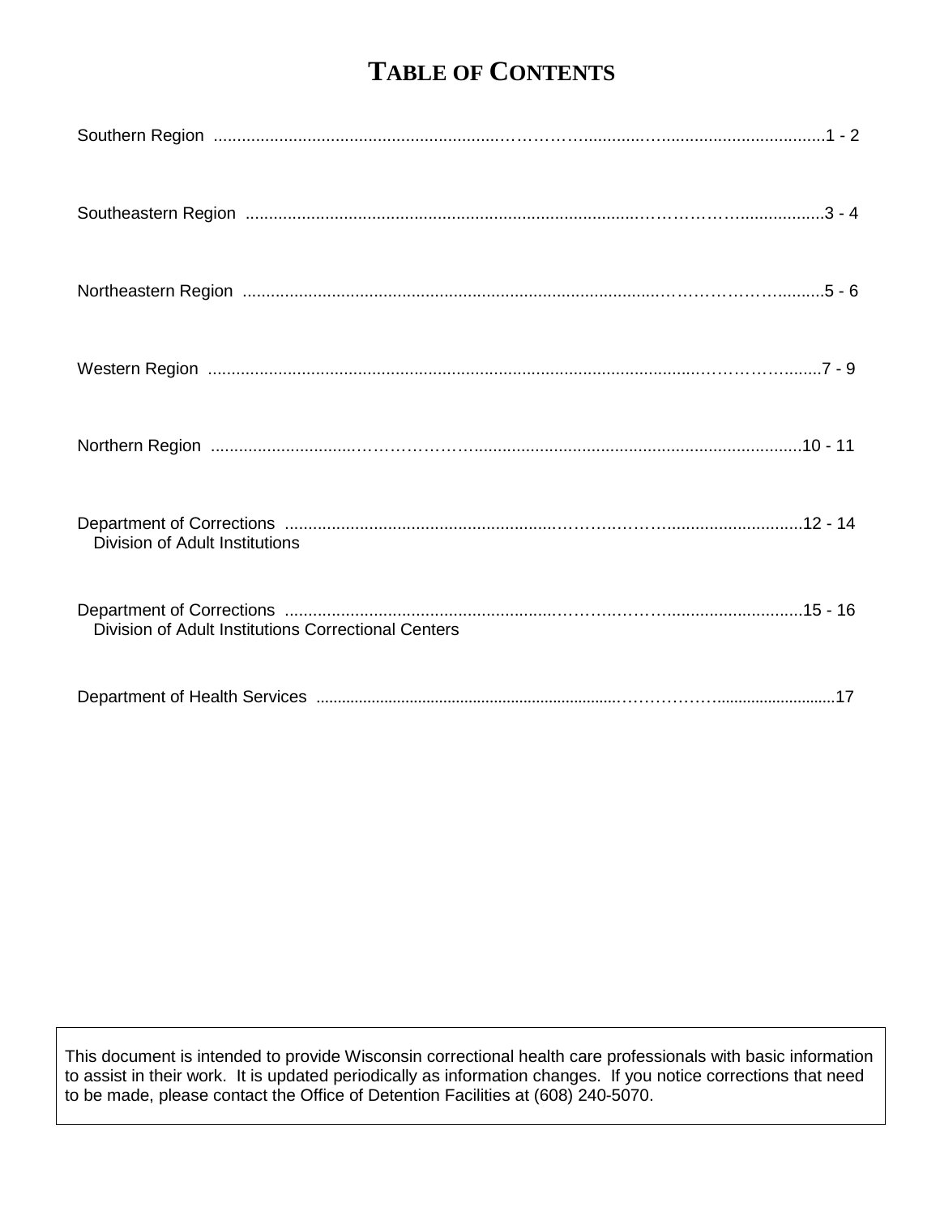# TABLE OF CONTENTS

| Section | Pages |
|---|---|
| Southern Region | 1 - 2 |
| Southeastern Region | 3 - 4 |
| Northeastern Region | 5 - 6 |
| Western Region | 7 - 9 |
| Northern Region | 10 - 11 |
| Department of Corrections<br>Division of Adult Institutions | 12 - 14 |
| Department of Corrections<br>Division of Adult Institutions Correctional Centers | 15 - 16 |
| Department of Health Services | 17 |

This document is intended to provide Wisconsin correctional health care professionals with basic information to assist in their work. It is updated periodically as information changes. If you notice corrections that need to be made, please contact the Office of Detention Facilities at (608) 240-5070.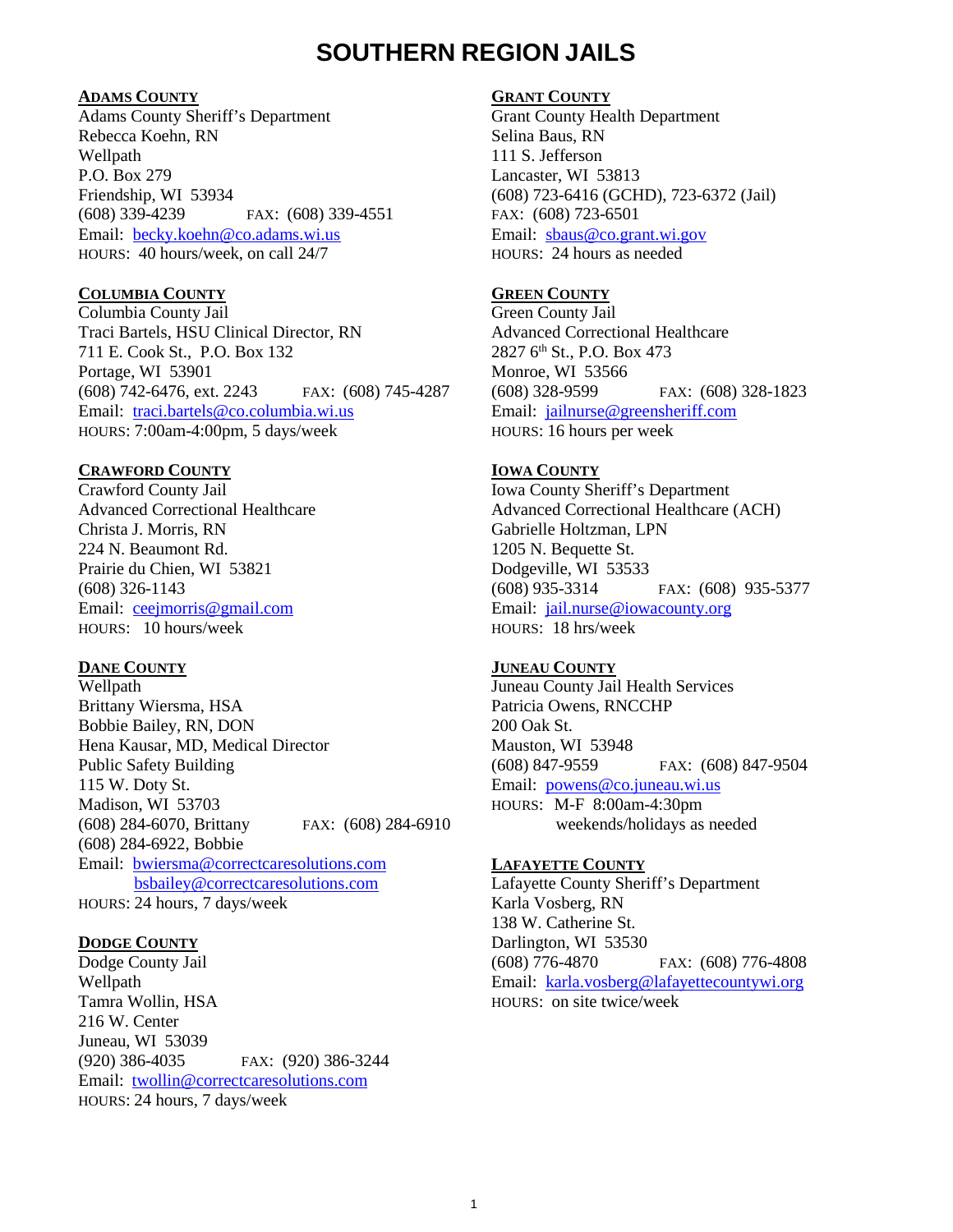# SOUTHERN REGION JAILS

### ADAMS COUNTY

Adams County Sheriff's Department
Rebecca Koehn, RN
Wellpath
P.O. Box 279
Friendship, WI 53934
(608) 339-4239 FAX: (608) 339-4551
Email: becky.koehn@co.adams.wi.us
HOURS: 40 hours/week, on call 24/7

### COLUMBIA COUNTY

Columbia County Jail
Traci Bartels, HSU Clinical Director, RN
711 E. Cook St., P.O. Box 132
Portage, WI 53901
(608) 742-6476, ext. 2243 FAX: (608) 745-4287
Email: traci.bartels@co.columbia.wi.us
HOURS: 7:00am-4:00pm, 5 days/week

### CRAWFORD COUNTY

Crawford County Jail
Advanced Correctional Healthcare
Christa J. Morris, RN
224 N. Beaumont Rd.
Prairie du Chien, WI 53821
(608) 326-1143
Email: ceejmorris@gmail.com
HOURS: 10 hours/week

### DANE COUNTY

Wellpath
Brittany Wiersma, HSA
Bobbie Bailey, RN, DON
Hena Kausar, MD, Medical Director
Public Safety Building
115 W. Doty St.
Madison, WI 53703
(608) 284-6070, Brittany FAX: (608) 284-6910
(608) 284-6922, Bobbie
Email: bwiersma@correctcaresolutions.com
bsbailey@correctcaresolutions.com
HOURS: 24 hours, 7 days/week

### DODGE COUNTY

Dodge County Jail
Wellpath
Tamra Wollin, HSA
216 W. Center
Juneau, WI 53039
(920) 386-4035 FAX: (920) 386-3244
Email: twollin@correctcaresolutions.com
HOURS: 24 hours, 7 days/week

### GRANT COUNTY

Grant County Health Department
Selina Baus, RN
111 S. Jefferson
Lancaster, WI 53813
(608) 723-6416 (GCHD), 723-6372 (Jail)
FAX: (608) 723-6501
Email: sbaus@co.grant.wi.gov
HOURS: 24 hours as needed

### GREEN COUNTY

Green County Jail
Advanced Correctional Healthcare
2827 6th St., P.O. Box 473
Monroe, WI 53566
(608) 328-9599 FAX: (608) 328-1823
Email: jailnurse@greensheriff.com
HOURS: 16 hours per week

### IOWA COUNTY

Iowa County Sheriff's Department
Advanced Correctional Healthcare (ACH)
Gabrielle Holtzman, LPN
1205 N. Bequette St.
Dodgeville, WI 53533
(608) 935-3314 FAX: (608) 935-5377
Email: jail.nurse@iowacounty.org
HOURS: 18 hrs/week

### JUNEAU COUNTY

Juneau County Jail Health Services
Patricia Owens, RNCCHP
200 Oak St.
Mauston, WI 53948
(608) 847-9559 FAX: (608) 847-9504
Email: powens@co.juneau.wi.us
HOURS: M-F 8:00am-4:30pm
weekends/holidays as needed

### LAFAYETTE COUNTY

Lafayette County Sheriff's Department
Karla Vosberg, RN
138 W. Catherine St.
Darlington, WI 53530
(608) 776-4870 FAX: (608) 776-4808
Email: karla.vosberg@lafayettecountywi.org
HOURS: on site twice/week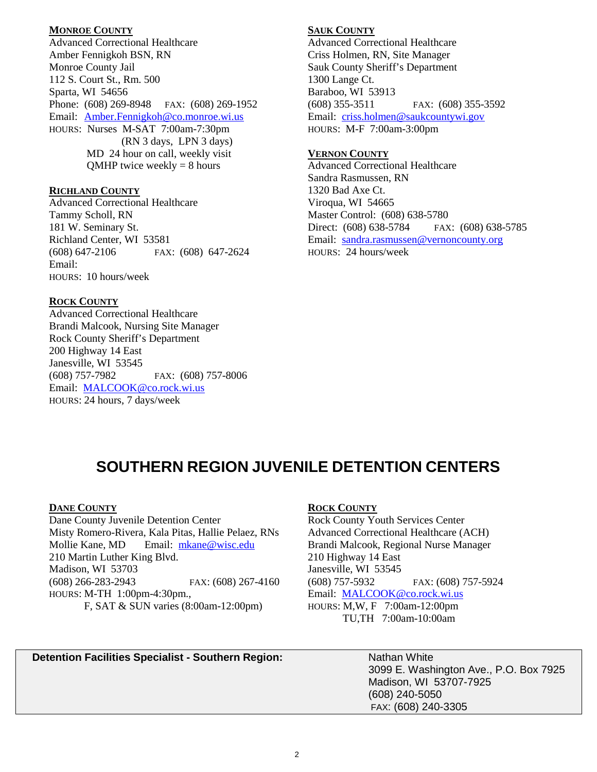#### MONROE COUNTY

Advanced Correctional Healthcare
Amber Fennigkoh BSN, RN
Monroe County Jail
112 S. Court St., Rm. 500
Sparta, WI 54656
Phone: (608) 269-8948 FAX: (608) 269-1952
Email: Amber.Fennigkoh@co.monroe.wi.us
HOURS: Nurses M-SAT 7:00am-7:30pm
(RN 3 days, LPN 3 days)
MD 24 hour on call, weekly visit
QMHP twice weekly = 8 hours

#### RICHLAND COUNTY

Advanced Correctional Healthcare
Tammy Scholl, RN
181 W. Seminary St.
Richland Center, WI 53581
(608) 647-2106 FAX: (608) 647-2624
Email:
HOURS: 10 hours/week

#### ROCK COUNTY

Advanced Correctional Healthcare
Brandi Malcook, Nursing Site Manager
Rock County Sheriff's Department
200 Highway 14 East
Janesville, WI 53545
(608) 757-7982 FAX: (608) 757-8006
Email: MALCOOK@co.rock.wi.us
HOURS: 24 hours, 7 days/week

#### SAUK COUNTY

Advanced Correctional Healthcare
Criss Holmen, RN, Site Manager
Sauk County Sheriff's Department
1300 Lange Ct.
Baraboo, WI 53913
(608) 355-3511 FAX: (608) 355-3592
Email: criss.holmen@saukcountywi.gov
HOURS: M-F 7:00am-3:00pm

#### VERNON COUNTY

Advanced Correctional Healthcare
Sandra Rasmussen, RN
1320 Bad Axe Ct.
Viroqua, WI 54665
Master Control: (608) 638-5780
Direct: (608) 638-5784 FAX: (608) 638-5785
Email: sandra.rasmussen@vernoncounty.org
HOURS: 24 hours/week

## SOUTHERN REGION JUVENILE DETENTION CENTERS

#### DANE COUNTY

Dane County Juvenile Detention Center
Misty Romero-Rivera, Kala Pitas, Hallie Pelaez, RNs
Mollie Kane, MD Email: mkane@wisc.edu
210 Martin Luther King Blvd.
Madison, WI 53703
(608) 266-283-2943 FAX: (608) 267-4160
HOURS: M-TH 1:00pm-4:30pm.,
F, SAT & SUN varies (8:00am-12:00pm)

#### ROCK COUNTY

Rock County Youth Services Center
Advanced Correctional Healthcare (ACH)
Brandi Malcook, Regional Nurse Manager
210 Highway 14 East
Janesville, WI 53545
(608) 757-5932 FAX: (608) 757-5924
Email: MALCOOK@co.rock.wi.us
HOURS: M,W, F 7:00am-12:00pm
TU,TH 7:00am-10:00am

| **Detention Facilities Specialist - Southern Region:** | Nathan White<br>3099 E. Washington Ave., P.O. Box 7925<br>Madison, WI 53707-7925<br>(608) 240-5050<br>FAX: (608) 240-3305 |
|---|---|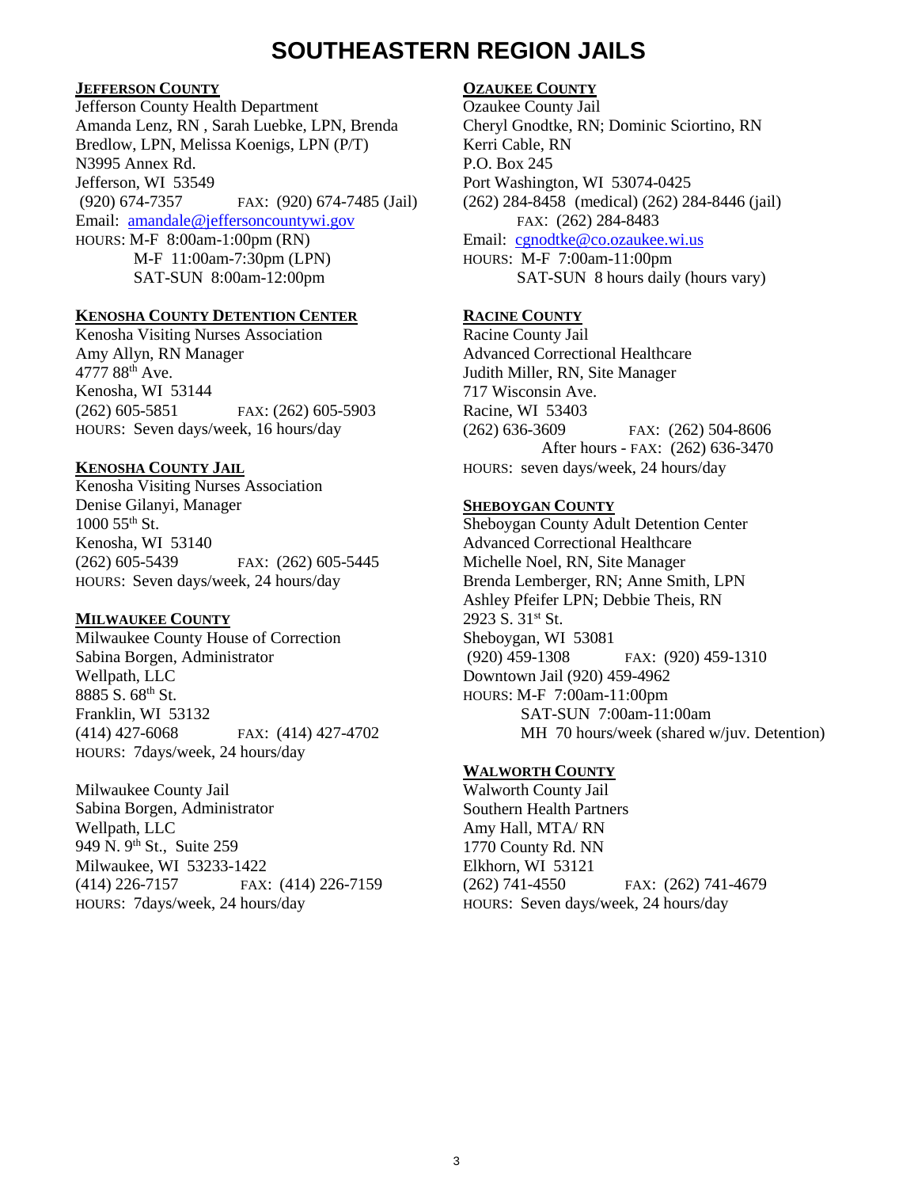# SOUTHEASTERN REGION JAILS

## JEFFERSON COUNTY

Jefferson County Health Department
Amanda Lenz, RN , Sarah Luebke, LPN, Brenda Bredlow, LPN, Melissa Koenigs, LPN (P/T)
N3995 Annex Rd.
Jefferson, WI 53549
(920) 674-7357 FAX: (920) 674-7485 (Jail)
Email: amandale@jeffersoncountywi.gov
HOURS: M-F 8:00am-1:00pm (RN)
M-F 11:00am-7:30pm (LPN)
SAT-SUN 8:00am-12:00pm

## KENOSHA COUNTY DETENTION CENTER

Kenosha Visiting Nurses Association
Amy Allyn, RN Manager
4777 88th Ave.
Kenosha, WI 53144
(262) 605-5851 FAX: (262) 605-5903
HOURS: Seven days/week, 16 hours/day

## KENOSHA COUNTY JAIL

Kenosha Visiting Nurses Association
Denise Gilanyi, Manager
1000 55th St.
Kenosha, WI 53140
(262) 605-5439 FAX: (262) 605-5445
HOURS: Seven days/week, 24 hours/day

## MILWAUKEE COUNTY

Milwaukee County House of Correction
Sabina Borgen, Administrator
Wellpath, LLC
8885 S. 68th St.
Franklin, WI 53132
(414) 427-6068 FAX: (414) 427-4702
HOURS: 7days/week, 24 hours/day

Milwaukee County Jail
Sabina Borgen, Administrator
Wellpath, LLC
949 N. 9th St., Suite 259
Milwaukee, WI 53233-1422
(414) 226-7157 FAX: (414) 226-7159
HOURS: 7days/week, 24 hours/day

## OZAUKEE COUNTY

Ozaukee County Jail
Cheryl Gnodtke, RN; Dominic Sciortino, RN
Kerri Cable, RN
P.O. Box 245
Port Washington, WI 53074-0425
(262) 284-8458 (medical) (262) 284-8446 (jail)
FAX: (262) 284-8483
Email: cgnodtke@co.ozaukee.wi.us
HOURS: M-F 7:00am-11:00pm
SAT-SUN 8 hours daily (hours vary)

## RACINE COUNTY

Racine County Jail
Advanced Correctional Healthcare
Judith Miller, RN, Site Manager
717 Wisconsin Ave.
Racine, WI 53403
(262) 636-3609 FAX: (262) 504-8606
After hours - FAX: (262) 636-3470
HOURS: seven days/week, 24 hours/day

## SHEBOYGAN COUNTY

Sheboygan County Adult Detention Center
Advanced Correctional Healthcare
Michelle Noel, RN, Site Manager
Brenda Lemberger, RN; Anne Smith, LPN
Ashley Pfeifer LPN; Debbie Theis, RN
2923 S. 31st St.
Sheboygan, WI 53081
(920) 459-1308 FAX: (920) 459-1310
Downtown Jail (920) 459-4962
HOURS: M-F 7:00am-11:00pm
SAT-SUN 7:00am-11:00am
MH 70 hours/week (shared w/juv. Detention)

## WALWORTH COUNTY

Walworth County Jail
Southern Health Partners
Amy Hall, MTA/ RN
1770 County Rd. NN
Elkhorn, WI 53121
(262) 741-4550 FAX: (262) 741-4679
HOURS: Seven days/week, 24 hours/day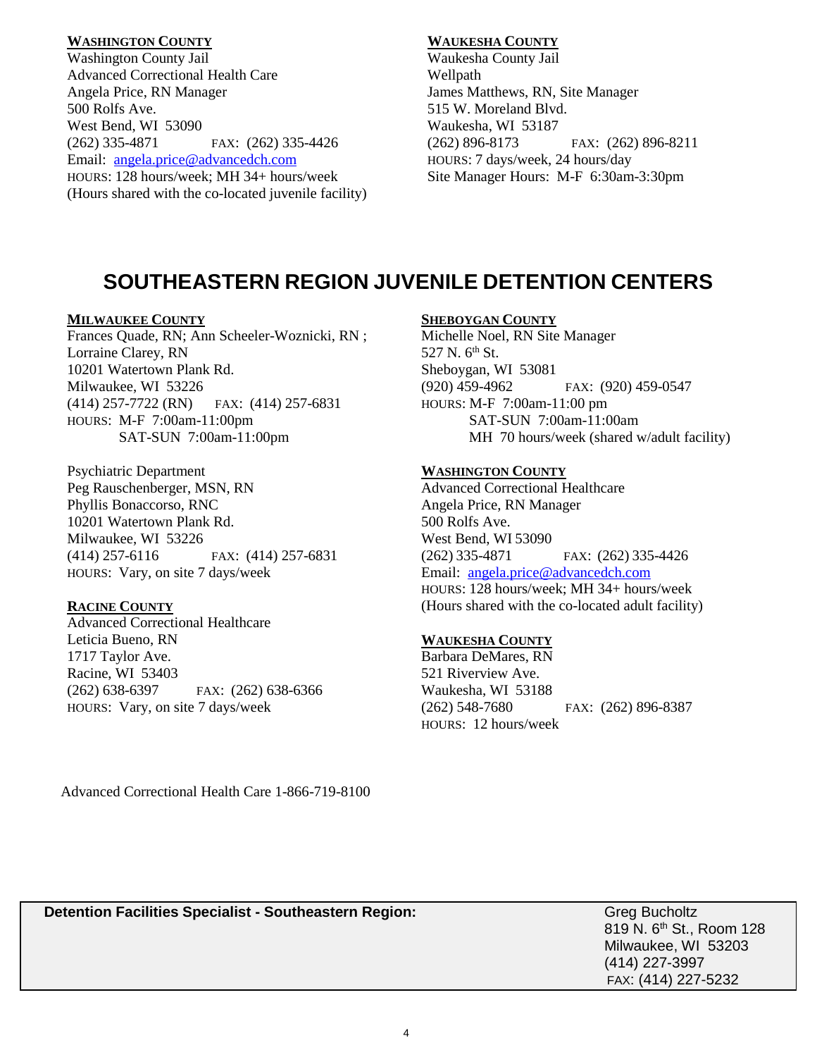**WASHINGTON COUNTY**
Washington County Jail
Advanced Correctional Health Care
Angela Price, RN Manager
500 Rolfs Ave.
West Bend, WI 53090
(262) 335-4871 FAX: (262) 335-4426
Email: angela.price@advancedch.com
HOURS: 128 hours/week; MH 34+ hours/week
(Hours shared with the co-located juvenile facility)

**WAUKESHA COUNTY**
Waukesha County Jail
Wellpath
James Matthews, RN, Site Manager
515 W. Moreland Blvd.
Waukesha, WI 53187
(262) 896-8173 FAX: (262) 896-8211
HOURS: 7 days/week, 24 hours/day
Site Manager Hours: M-F 6:30am-3:30pm

# SOUTHEASTERN REGION JUVENILE DETENTION CENTERS

**MILWAUKEE COUNTY**
Frances Quade, RN; Ann Scheeler-Woznicki, RN ;
Lorraine Clarey, RN
10201 Watertown Plank Rd.
Milwaukee, WI 53226
(414) 257-7722 (RN) FAX: (414) 257-6831
HOURS: M-F 7:00am-11:00pm
SAT-SUN 7:00am-11:00pm

Psychiatric Department
Peg Rauschenberger, MSN, RN
Phyllis Bonaccorso, RNC
10201 Watertown Plank Rd.
Milwaukee, WI 53226
(414) 257-6116 FAX: (414) 257-6831
HOURS: Vary, on site 7 days/week

**RACINE COUNTY**
Advanced Correctional Healthcare
Leticia Bueno, RN
1717 Taylor Ave.
Racine, WI 53403
(262) 638-6397 FAX: (262) 638-6366
HOURS: Vary, on site 7 days/week

**SHEBOYGAN COUNTY**
Michelle Noel, RN Site Manager
527 N. 6th St.
Sheboygan, WI 53081
(920) 459-4962 FAX: (920) 459-0547
HOURS: M-F 7:00am-11:00 pm
SAT-SUN 7:00am-11:00am
MH 70 hours/week (shared w/adult facility)

**WASHINGTON COUNTY**
Advanced Correctional Healthcare
Angela Price, RN Manager
500 Rolfs Ave.
West Bend, WI 53090
(262) 335-4871 FAX: (262) 335-4426
Email: angela.price@advancedch.com
HOURS: 128 hours/week; MH 34+ hours/week
(Hours shared with the co-located adult facility)

**WAUKESHA COUNTY**
Barbara DeMares, RN
521 Riverview Ave.
Waukesha, WI 53188
(262) 548-7680 FAX: (262) 896-8387
HOURS: 12 hours/week

Advanced Correctional Health Care 1-866-719-8100

**Detention Facilities Specialist - Southeastern Region:**
Greg Bucholtz
819 N. 6th St., Room 128
Milwaukee, WI 53203
(414) 227-3997
FAX: (414) 227-5232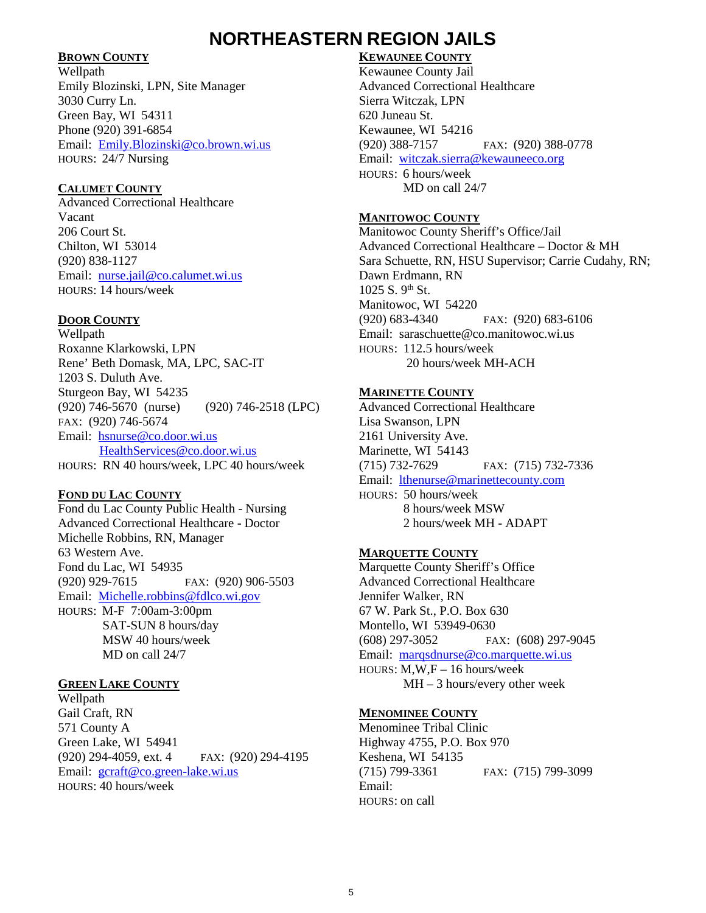# NORTHEASTERN REGION JAILS

## BROWN COUNTY

Wellpath
Emily Blozinski, LPN, Site Manager
3030 Curry Ln.
Green Bay, WI 54311
Phone (920) 391-6854
Email: Emily.Blozinski@co.brown.wi.us
HOURS: 24/7 Nursing

## CALUMET COUNTY

Advanced Correctional Healthcare
Vacant
206 Court St.
Chilton, WI 53014
(920) 838-1127
Email: nurse.jail@co.calumet.wi.us
HOURS: 14 hours/week

## DOOR COUNTY

Wellpath
Roxanne Klarkowski, LPN
Rene' Beth Domask, MA, LPC, SAC-IT
1203 S. Duluth Ave.
Sturgeon Bay, WI 54235
(920) 746-5670 (nurse) (920) 746-2518 (LPC)
FAX: (920) 746-5674
Email: hsnurse@co.door.wi.us
HealthServices@co.door.wi.us
HOURS: RN 40 hours/week, LPC 40 hours/week

## FOND DU LAC COUNTY

Fond du Lac County Public Health - Nursing
Advanced Correctional Healthcare - Doctor
Michelle Robbins, RN, Manager
63 Western Ave.
Fond du Lac, WI 54935
(920) 929-7615 FAX: (920) 906-5503
Email: Michelle.robbins@fdlco.wi.gov
HOURS: M-F 7:00am-3:00pm
SAT-SUN 8 hours/day
MSW 40 hours/week
MD on call 24/7

## GREEN LAKE COUNTY

Wellpath
Gail Craft, RN
571 County A
Green Lake, WI 54941
(920) 294-4059, ext. 4 FAX: (920) 294-4195
Email: gcraft@co.green-lake.wi.us
HOURS: 40 hours/week

## KEWAUNEE COUNTY

Kewaunee County Jail
Advanced Correctional Healthcare
Sierra Witczak, LPN
620 Juneau St.
Kewaunee, WI 54216
(920) 388-7157 FAX: (920) 388-0778
Email: witczak.sierra@kewauneeco.org
HOURS: 6 hours/week
MD on call 24/7

## MANITOWOC COUNTY

Manitowoc County Sheriff's Office/Jail
Advanced Correctional Healthcare – Doctor & MH
Sara Schuette, RN, HSU Supervisor; Carrie Cudahy, RN;
Dawn Erdmann, RN
1025 S. 9th St.
Manitowoc, WI 54220
(920) 683-4340 FAX: (920) 683-6106
Email: saraschuette@co.manitowoc.wi.us
HOURS: 112.5 hours/week
20 hours/week MH-ACH

## MARINETTE COUNTY

Advanced Correctional Healthcare
Lisa Swanson, LPN
2161 University Ave.
Marinette, WI 54143
(715) 732-7629 FAX: (715) 732-7336
Email: lthenurse@marinettecounty.com
HOURS: 50 hours/week
8 hours/week MSW
2 hours/week MH - ADAPT

## MARQUETTE COUNTY

Marquette County Sheriff's Office
Advanced Correctional Healthcare
Jennifer Walker, RN
67 W. Park St., P.O. Box 630
Montello, WI 53949-0630
(608) 297-3052 FAX: (608) 297-9045
Email: marqsdnurse@co.marquette.wi.us
HOURS: M,W,F – 16 hours/week
MH – 3 hours/every other week

## MENOMINEE COUNTY

Menominee Tribal Clinic
Highway 4755, P.O. Box 970
Keshena, WI 54135
(715) 799-3361 FAX: (715) 799-3099
Email:
HOURS: on call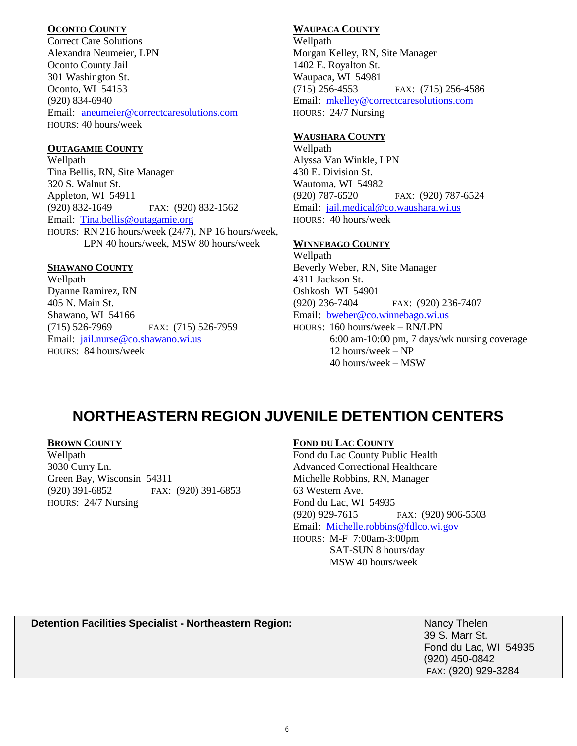#### OCONTO COUNTY

Correct Care Solutions
Alexandra Neumeier, LPN
Oconto County Jail
301 Washington St.
Oconto, WI 54153
(920) 834-6940
Email: aneumeier@correctcaresolutions.com
HOURS: 40 hours/week

#### OUTAGAMIE COUNTY

Wellpath
Tina Bellis, RN, Site Manager
320 S. Walnut St.
Appleton, WI 54911
(920) 832-1649 FAX: (920) 832-1562
Email: Tina.bellis@outagamie.org
HOURS: RN 216 hours/week (24/7), NP 16 hours/week, LPN 40 hours/week, MSW 80 hours/week

#### SHAWANO COUNTY

Wellpath
Dyanne Ramirez, RN
405 N. Main St.
Shawano, WI 54166
(715) 526-7969 FAX: (715) 526-7959
Email: jail.nurse@co.shawano.wi.us
HOURS: 84 hours/week

#### WAUPACA COUNTY

Wellpath
Morgan Kelley, RN, Site Manager
1402 E. Royalton St.
Waupaca, WI 54981
(715) 256-4553 FAX: (715) 256-4586
Email: mkelley@correctcaresolutions.com
HOURS: 24/7 Nursing

#### WAUSHARA COUNTY

Wellpath
Alyssa Van Winkle, LPN
430 E. Division St.
Wautoma, WI 54982
(920) 787-6520 FAX: (920) 787-6524
Email: jail.medical@co.waushara.wi.us
HOURS: 40 hours/week

#### WINNEBAGO COUNTY

Wellpath
Beverly Weber, RN, Site Manager
4311 Jackson St.
Oshkosh WI 54901
(920) 236-7404 FAX: (920) 236-7407
Email: bweber@co.winnebago.wi.us
HOURS: 160 hours/week – RN/LPN
6:00 am-10:00 pm, 7 days/wk nursing coverage
12 hours/week – NP
40 hours/week – MSW

## NORTHEASTERN REGION JUVENILE DETENTION CENTERS

#### BROWN COUNTY

Wellpath
3030 Curry Ln.
Green Bay, Wisconsin 54311
(920) 391-6852 FAX: (920) 391-6853
HOURS: 24/7 Nursing

#### FOND DU LAC COUNTY

Fond du Lac County Public Health
Advanced Correctional Healthcare
Michelle Robbins, RN, Manager
63 Western Ave.
Fond du Lac, WI 54935
(920) 929-7615 FAX: (920) 906-5503
Email: Michelle.robbins@fdlco.wi.gov
HOURS: M-F 7:00am-3:00pm
SAT-SUN 8 hours/day
MSW 40 hours/week

**Detention Facilities Specialist - Northeastern Region:**

Nancy Thelen
39 S. Marr St.
Fond du Lac, WI 54935
(920) 450-0842
FAX: (920) 929-3284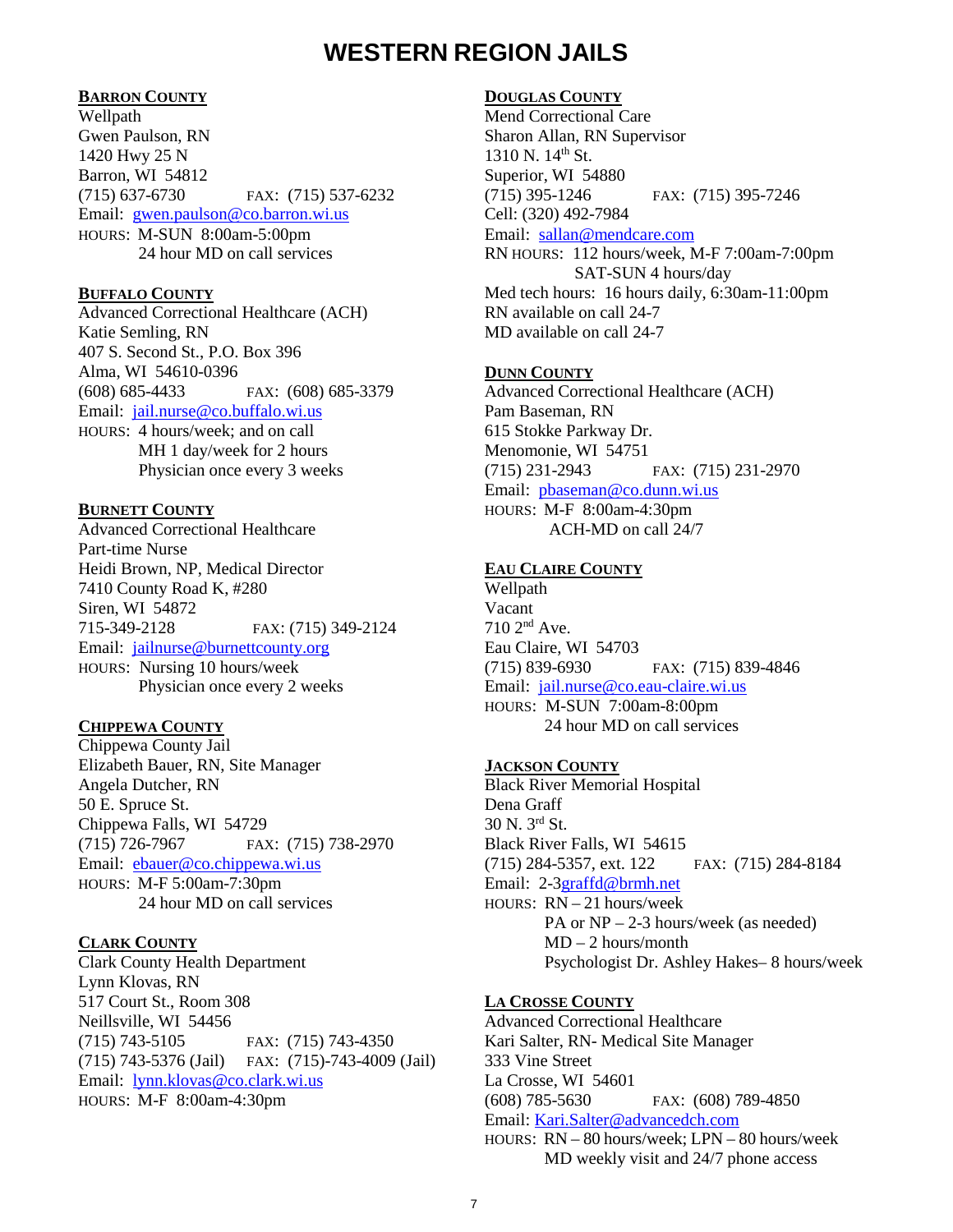# WESTERN REGION JAILS

## BARRON COUNTY

Wellpath
Gwen Paulson, RN
1420 Hwy 25 N
Barron, WI 54812
(715) 637-6730 FAX: (715) 537-6232
Email: gwen.paulson@co.barron.wi.us
HOURS: M-SUN 8:00am-5:00pm
24 hour MD on call services

## BUFFALO COUNTY

Advanced Correctional Healthcare (ACH)
Katie Semling, RN
407 S. Second St., P.O. Box 396
Alma, WI 54610-0396
(608) 685-4433 FAX: (608) 685-3379
Email: jail.nurse@co.buffalo.wi.us
HOURS: 4 hours/week; and on call
MH 1 day/week for 2 hours
Physician once every 3 weeks

## BURNETT COUNTY

Advanced Correctional Healthcare
Part-time Nurse
Heidi Brown, NP, Medical Director
7410 County Road K, #280
Siren, WI 54872
715-349-2128 FAX: (715) 349-2124
Email: jailnurse@burnettcounty.org
HOURS: Nursing 10 hours/week
Physician once every 2 weeks

## CHIPPEWA COUNTY

Chippewa County Jail
Elizabeth Bauer, RN, Site Manager
Angela Dutcher, RN
50 E. Spruce St.
Chippewa Falls, WI 54729
(715) 726-7967 FAX: (715) 738-2970
Email: ebauer@co.chippewa.wi.us
HOURS: M-F 5:00am-7:30pm
24 hour MD on call services

## CLARK COUNTY

Clark County Health Department
Lynn Klovas, RN
517 Court St., Room 308
Neillsville, WI 54456
(715) 743-5105 FAX: (715) 743-4350
(715) 743-5376 (Jail) FAX: (715)-743-4009 (Jail)
Email: lynn.klovas@co.clark.wi.us
HOURS: M-F 8:00am-4:30pm

## DOUGLAS COUNTY

Mend Correctional Care
Sharon Allan, RN Supervisor
1310 N. 14th St.
Superior, WI 54880
(715) 395-1246 FAX: (715) 395-7246
Cell: (320) 492-7984
Email: sallan@mendcare.com
RN HOURS: 112 hours/week, M-F 7:00am-7:00pm
SAT-SUN 4 hours/day
Med tech hours: 16 hours daily, 6:30am-11:00pm
RN available on call 24-7
MD available on call 24-7

## DUNN COUNTY

Advanced Correctional Healthcare (ACH)
Pam Baseman, RN
615 Stokke Parkway Dr.
Menomonie, WI 54751
(715) 231-2943 FAX: (715) 231-2970
Email: pbaseman@co.dunn.wi.us
HOURS: M-F 8:00am-4:30pm
ACH-MD on call 24/7

## EAU CLAIRE COUNTY

Wellpath
Vacant
710 2nd Ave.
Eau Claire, WI 54703
(715) 839-6930 FAX: (715) 839-4846
Email: jail.nurse@co.eau-claire.wi.us
HOURS: M-SUN 7:00am-8:00pm
24 hour MD on call services

## JACKSON COUNTY

Black River Memorial Hospital
Dena Graff
30 N. 3rd St.
Black River Falls, WI 54615
(715) 284-5357, ext. 122 FAX: (715) 284-8184
Email: 2-3graffd@brmh.net
HOURS: RN – 21 hours/week
PA or NP – 2-3 hours/week (as needed)
MD – 2 hours/month
Psychologist Dr. Ashley Hakes– 8 hours/week

## LA CROSSE COUNTY

Advanced Correctional Healthcare
Kari Salter, RN- Medical Site Manager
333 Vine Street
La Crosse, WI 54601
(608) 785-5630 FAX: (608) 789-4850
Email: Kari.Salter@advancedch.com
HOURS: RN – 80 hours/week; LPN – 80 hours/week
MD weekly visit and 24/7 phone access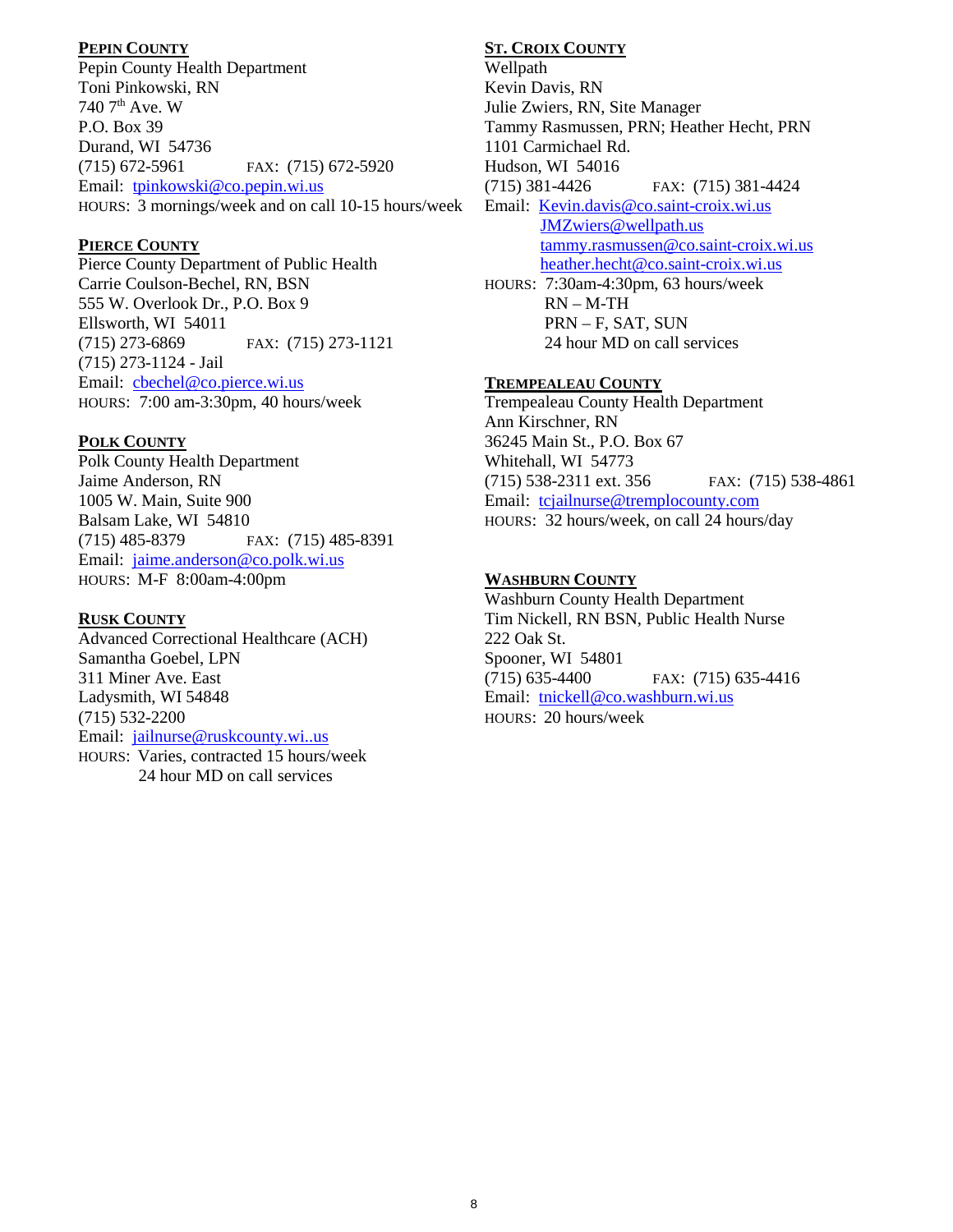## Pepin County

Pepin County Health Department
Toni Pinkowski, RN
740 7th Ave. W
P.O. Box 39
Durand, WI 54736
(715) 672-5961 FAX: (715) 672-5920
Email: tpinkowski@co.pepin.wi.us
HOURS: 3 mornings/week and on call 10-15 hours/week

## Pierce County

Pierce County Department of Public Health
Carrie Coulson-Bechel, RN, BSN
555 W. Overlook Dr., P.O. Box 9
Ellsworth, WI 54011
(715) 273-6869 FAX: (715) 273-1121
(715) 273-1124 - Jail
Email: cbechel@co.pierce.wi.us
HOURS: 7:00 am-3:30pm, 40 hours/week

## Polk County

Polk County Health Department
Jaime Anderson, RN
1005 W. Main, Suite 900
Balsam Lake, WI 54810
(715) 485-8379 FAX: (715) 485-8391
Email: jaime.anderson@co.polk.wi.us
HOURS: M-F 8:00am-4:00pm

## Rusk County

Advanced Correctional Healthcare (ACH)
Samantha Goebel, LPN
311 Miner Ave. East
Ladysmith, WI 54848
(715) 532-2200
Email: jailnurse@ruskcounty.wi..us
HOURS: Varies, contracted 15 hours/week
24 hour MD on call services

## St. Croix County

Wellpath
Kevin Davis, RN
Julie Zwiers, RN, Site Manager
Tammy Rasmussen, PRN; Heather Hecht, PRN
1101 Carmichael Rd.
Hudson, WI 54016
(715) 381-4426 FAX: (715) 381-4424
Email: Kevin.davis@co.saint-croix.wi.us
JMZwiers@wellpath.us
tammy.rasmussen@co.saint-croix.wi.us
heather.hecht@co.saint-croix.wi.us
HOURS: 7:30am-4:30pm, 63 hours/week
RN – M-TH
PRN – F, SAT, SUN
24 hour MD on call services

## Trempealeau County

Trempealeau County Health Department
Ann Kirschner, RN
36245 Main St., P.O. Box 67
Whitehall, WI 54773
(715) 538-2311 ext. 356 FAX: (715) 538-4861
Email: tcjailnurse@tremplocounty.com
HOURS: 32 hours/week, on call 24 hours/day

## Washburn County

Washburn County Health Department
Tim Nickell, RN BSN, Public Health Nurse
222 Oak St.
Spooner, WI 54801
(715) 635-4400 FAX: (715) 635-4416
Email: tnickell@co.washburn.wi.us
HOURS: 20 hours/week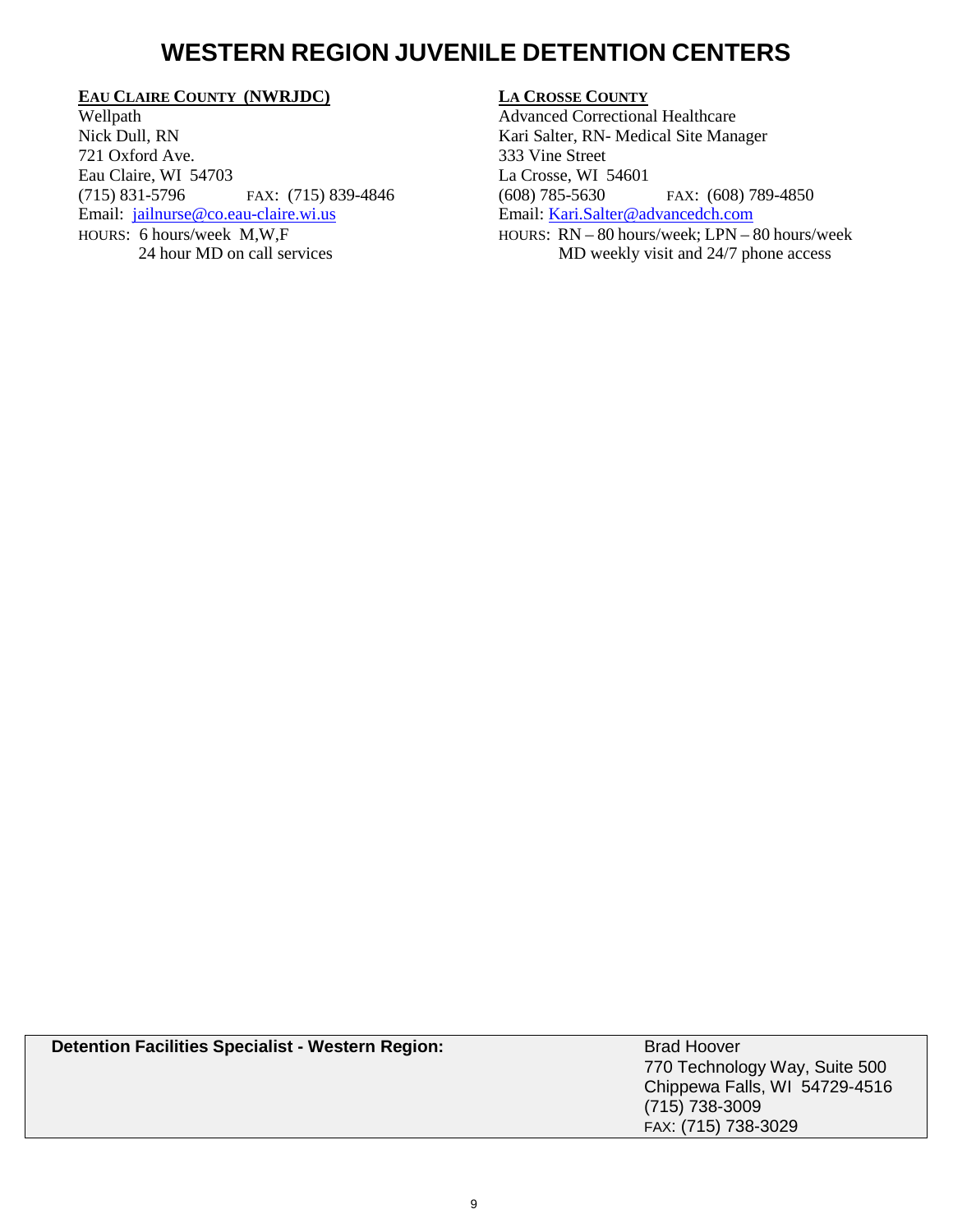# WESTERN REGION JUVENILE DETENTION CENTERS

**EAU CLAIRE COUNTY (NWRJDC)**
Wellpath
Nick Dull, RN
721 Oxford Ave.
Eau Claire, WI 54703
(715) 831-5796 FAX: (715) 839-4846
Email: jailnurse@co.eau-claire.wi.us
HOURS: 6 hours/week M,W,F
24 hour MD on call services

**LA CROSSE COUNTY**
Advanced Correctional Healthcare
Kari Salter, RN- Medical Site Manager
333 Vine Street
La Crosse, WI 54601
(608) 785-5630 FAX: (608) 789-4850
Email: Kari.Salter@advancedch.com
HOURS: RN – 80 hours/week; LPN – 80 hours/week
MD weekly visit and 24/7 phone access

| **Detention Facilities Specialist - Western Region:** | Brad Hoover<br>770 Technology Way, Suite 500<br>Chippewa Falls, WI 54729-4516<br>(715) 738-3009<br>FAX: (715) 738-3029 |
| --- | --- |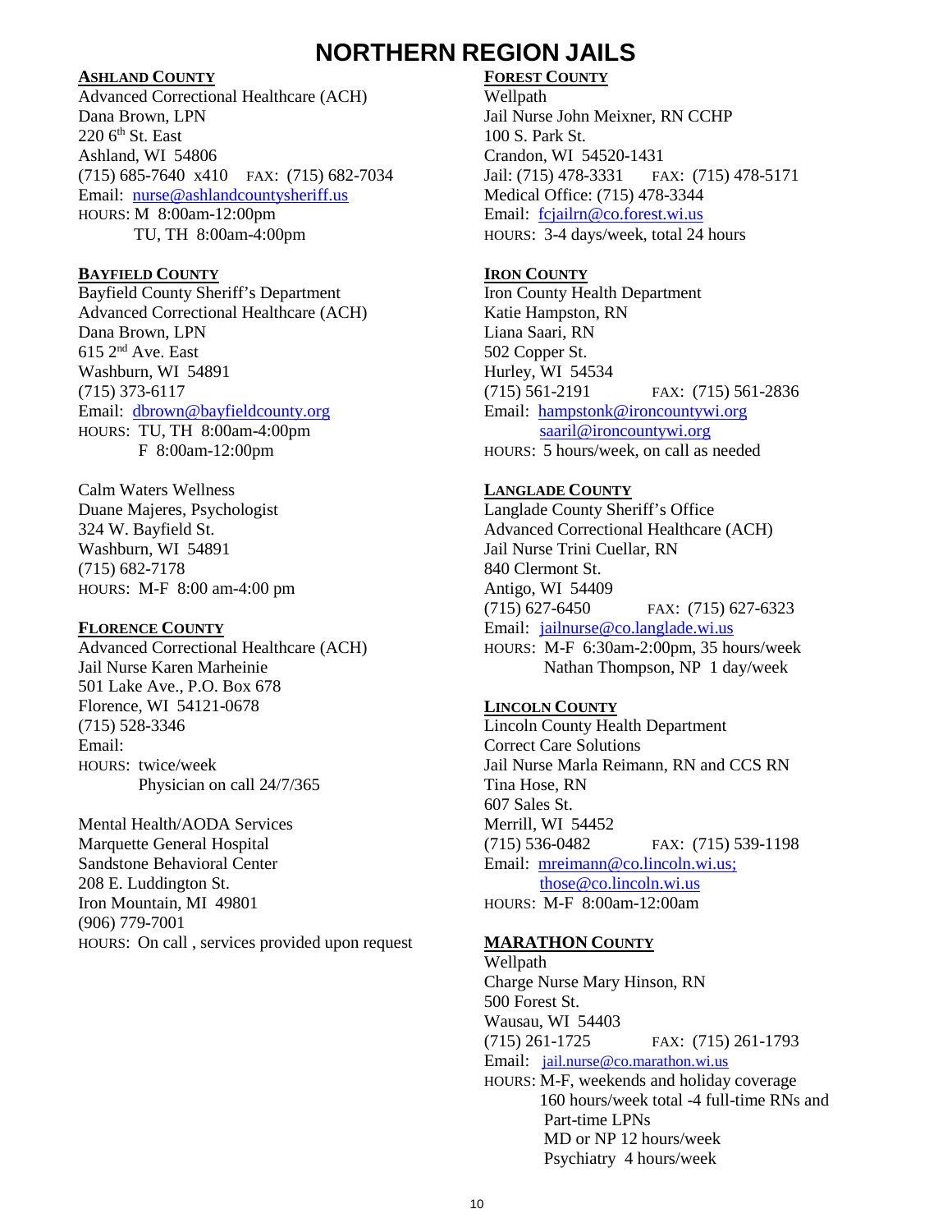# NORTHERN REGION JAILS

## ASHLAND COUNTY

Advanced Correctional Healthcare (ACH)
Dana Brown, LPN
220 6th St. East
Ashland, WI 54806
(715) 685-7640 x410 FAX: (715) 682-7034
Email: nurse@ashlandcountysheriff.us
HOURS: M 8:00am-12:00pm
TU, TH 8:00am-4:00pm

## BAYFIELD COUNTY

Bayfield County Sheriff's Department
Advanced Correctional Healthcare (ACH)
Dana Brown, LPN
615 2nd Ave. East
Washburn, WI 54891
(715) 373-6117
Email: dbrown@bayfieldcounty.org
HOURS: TU, TH 8:00am-4:00pm
F 8:00am-12:00pm

Calm Waters Wellness
Duane Majeres, Psychologist
324 W. Bayfield St.
Washburn, WI 54891
(715) 682-7178
HOURS: M-F 8:00 am-4:00 pm

## FLORENCE COUNTY

Advanced Correctional Healthcare (ACH)
Jail Nurse Karen Marheinie
501 Lake Ave., P.O. Box 678
Florence, WI 54121-0678
(715) 528-3346
Email:
HOURS: twice/week
Physician on call 24/7/365

Mental Health/AODA Services
Marquette General Hospital
Sandstone Behavioral Center
208 E. Luddington St.
Iron Mountain, MI 49801
(906) 779-7001
HOURS: On call , services provided upon request

## FOREST COUNTY

Wellpath
Jail Nurse John Meixner, RN CCHP
100 S. Park St.
Crandon, WI 54520-1431
Jail: (715) 478-3331 FAX: (715) 478-5171
Medical Office: (715) 478-3344
Email: fcjailrn@co.forest.wi.us
HOURS: 3-4 days/week, total 24 hours

## IRON COUNTY

Iron County Health Department
Katie Hampston, RN
Liana Saari, RN
502 Copper St.
Hurley, WI 54534
(715) 561-2191 FAX: (715) 561-2836
Email: hampstonk@ironcountywi.org
saaril@ironcountywi.org
HOURS: 5 hours/week, on call as needed

## LANGLADE COUNTY

Langlade County Sheriff's Office
Advanced Correctional Healthcare (ACH)
Jail Nurse Trini Cuellar, RN
840 Clermont St.
Antigo, WI 54409
(715) 627-6450 FAX: (715) 627-6323
Email: jailnurse@co.langlade.wi.us
HOURS: M-F 6:30am-2:00pm, 35 hours/week
Nathan Thompson, NP 1 day/week

## LINCOLN COUNTY

Lincoln County Health Department
Correct Care Solutions
Jail Nurse Marla Reimann, RN and CCS RN
Tina Hose, RN
607 Sales St.
Merrill, WI 54452
(715) 536-0482 FAX: (715) 539-1198
Email: mreimann@co.lincoln.wi.us;
those@co.lincoln.wi.us
HOURS: M-F 8:00am-12:00am

## MARATHON COUNTY

Wellpath
Charge Nurse Mary Hinson, RN
500 Forest St.
Wausau, WI 54403
(715) 261-1725 FAX: (715) 261-1793
Email: jail.nurse@co.marathon.wi.us
HOURS: M-F, weekends and holiday coverage
160 hours/week total -4 full-time RNs and
Part-time LPNs
MD or NP 12 hours/week
Psychiatry 4 hours/week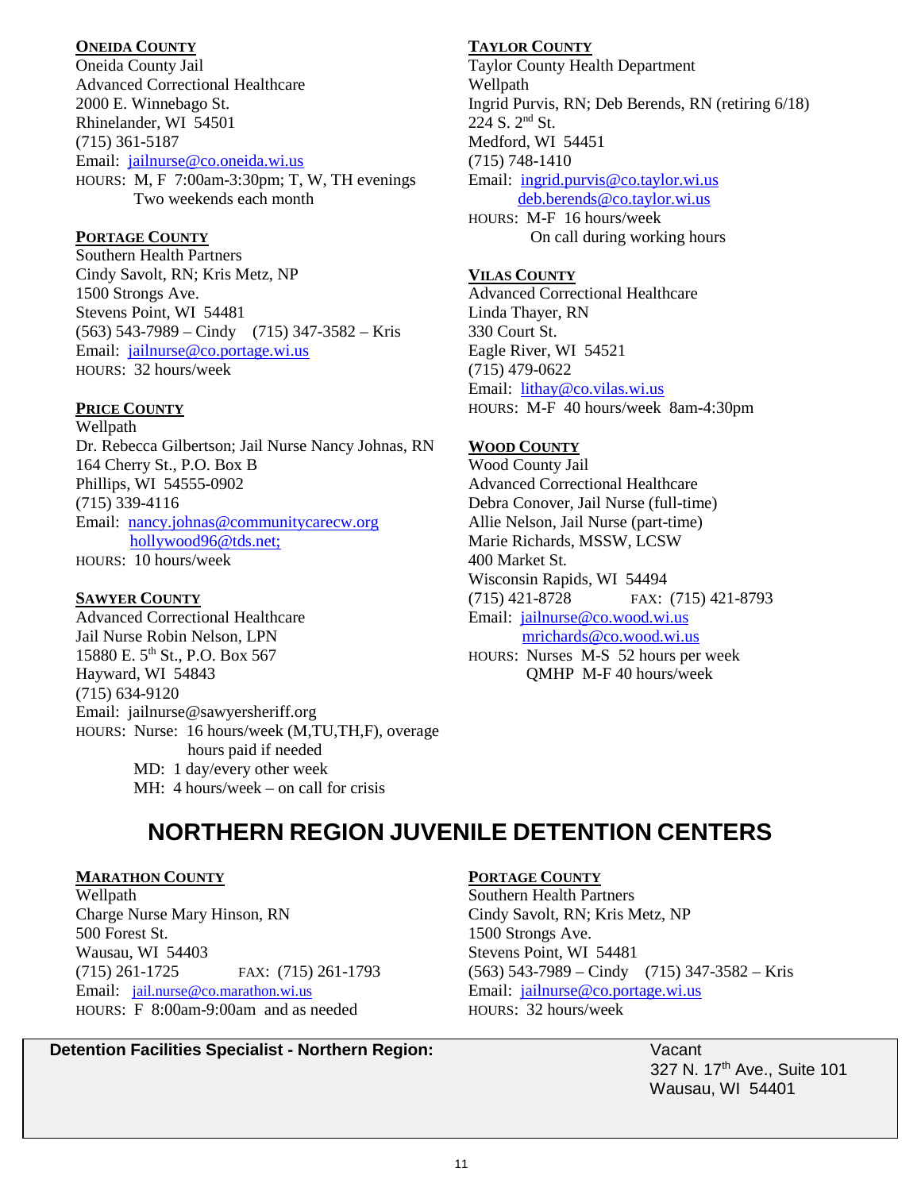**ONEIDA COUNTY**
Oneida County Jail
Advanced Correctional Healthcare
2000 E. Winnebago St.
Rhinelander, WI 54501
(715) 361-5187
Email: jailnurse@co.oneida.wi.us
HOURS: M, F 7:00am-3:30pm; T, W, TH evenings
Two weekends each month

**PORTAGE COUNTY**
Southern Health Partners
Cindy Savolt, RN; Kris Metz, NP
1500 Strongs Ave.
Stevens Point, WI 54481
(563) 543-7989 – Cindy (715) 347-3582 – Kris
Email: jailnurse@co.portage.wi.us
HOURS: 32 hours/week

**PRICE COUNTY**
Wellpath
Dr. Rebecca Gilbertson; Jail Nurse Nancy Johnas, RN
164 Cherry St., P.O. Box B
Phillips, WI 54555-0902
(715) 339-4116
Email: nancy.johnas@communitycarecw.org
hollywood96@tds.net;
HOURS: 10 hours/week

**SAWYER COUNTY**
Advanced Correctional Healthcare
Jail Nurse Robin Nelson, LPN
15880 E. 5th St., P.O. Box 567
Hayward, WI 54843
(715) 634-9120
Email: jailnurse@sawyersheriff.org
HOURS: Nurse: 16 hours/week (M,TU,TH,F), overage hours paid if needed
MD: 1 day/every other week
MH: 4 hours/week – on call for crisis

**TAYLOR COUNTY**
Taylor County Health Department
Wellpath
Ingrid Purvis, RN; Deb Berends, RN (retiring 6/18)
224 S. 2nd St.
Medford, WI 54451
(715) 748-1410
Email: ingrid.purvis@co.taylor.wi.us
deb.berends@co.taylor.wi.us
HOURS: M-F 16 hours/week
On call during working hours

**VILAS COUNTY**
Advanced Correctional Healthcare
Linda Thayer, RN
330 Court St.
Eagle River, WI 54521
(715) 479-0622
Email: lithay@co.vilas.wi.us
HOURS: M-F 40 hours/week 8am-4:30pm

**WOOD COUNTY**
Wood County Jail
Advanced Correctional Healthcare
Debra Conover, Jail Nurse (full-time)
Allie Nelson, Jail Nurse (part-time)
Marie Richards, MSSW, LCSW
400 Market St.
Wisconsin Rapids, WI 54494
(715) 421-8728 FAX: (715) 421-8793
Email: jailnurse@co.wood.wi.us
mrichards@co.wood.wi.us
HOURS: Nurses M-S 52 hours per week
QMHP M-F 40 hours/week

# NORTHERN REGION JUVENILE DETENTION CENTERS

**MARATHON COUNTY**
Wellpath
Charge Nurse Mary Hinson, RN
500 Forest St.
Wausau, WI 54403
(715) 261-1725 FAX: (715) 261-1793
Email: jail.nurse@co.marathon.wi.us
HOURS: F 8:00am-9:00am and as needed

**PORTAGE COUNTY**
Southern Health Partners
Cindy Savolt, RN; Kris Metz, NP
1500 Strongs Ave.
Stevens Point, WI 54481
(563) 543-7989 – Cindy (715) 347-3582 – Kris
Email: jailnurse@co.portage.wi.us
HOURS: 32 hours/week

**Detention Facilities Specialist - Northern Region:**
Vacant
327 N. 17th Ave., Suite 101
Wausau, WI 54401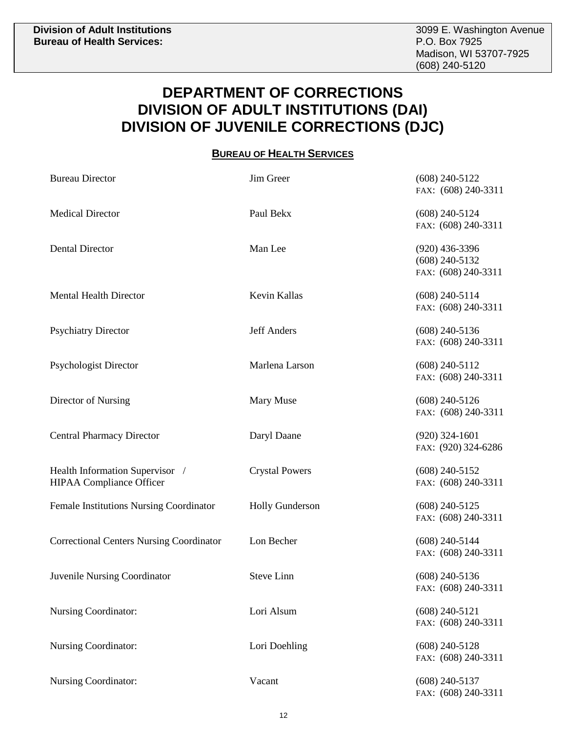**Division of Adult Institutions**
**Bureau of Health Services:**

3099 E. Washington Avenue
P.O. Box 7925
Madison, WI 53707-7925
(608) 240-5120

# DEPARTMENT OF CORRECTIONS
# DIVISION OF ADULT INSTITUTIONS (DAI)
# DIVISION OF JUVENILE CORRECTIONS (DJC)

## BUREAU OF HEALTH SERVICES

| | | |
|---|---|---|
| Bureau Director | Jim Greer | (608) 240-5122<br>FAX: (608) 240-3311 |
| Medical Director | Paul Bekx | (608) 240-5124<br>FAX: (608) 240-3311 |
| Dental Director | Man Lee | (920) 436-3396<br>(608) 240-5132<br>FAX: (608) 240-3311 |
| Mental Health Director | Kevin Kallas | (608) 240-5114<br>FAX: (608) 240-3311 |
| Psychiatry Director | Jeff Anders | (608) 240-5136<br>FAX: (608) 240-3311 |
| Psychologist Director | Marlena Larson | (608) 240-5112<br>FAX: (608) 240-3311 |
| Director of Nursing | Mary Muse | (608) 240-5126<br>FAX: (608) 240-3311 |
| Central Pharmacy Director | Daryl Daane | (920) 324-1601<br>FAX: (920) 324-6286 |
| Health Information Supervisor / HIPAA Compliance Officer | Crystal Powers | (608) 240-5152<br>FAX: (608) 240-3311 |
| Female Institutions Nursing Coordinator | Holly Gunderson | (608) 240-5125<br>FAX: (608) 240-3311 |
| Correctional Centers Nursing Coordinator | Lon Becher | (608) 240-5144<br>FAX: (608) 240-3311 |
| Juvenile Nursing Coordinator | Steve Linn | (608) 240-5136<br>FAX: (608) 240-3311 |
| Nursing Coordinator: | Lori Alsum | (608) 240-5121<br>FAX: (608) 240-3311 |
| Nursing Coordinator: | Lori Doehling | (608) 240-5128<br>FAX: (608) 240-3311 |
| Nursing Coordinator: | Vacant | (608) 240-5137<br>FAX: (608) 240-3311 |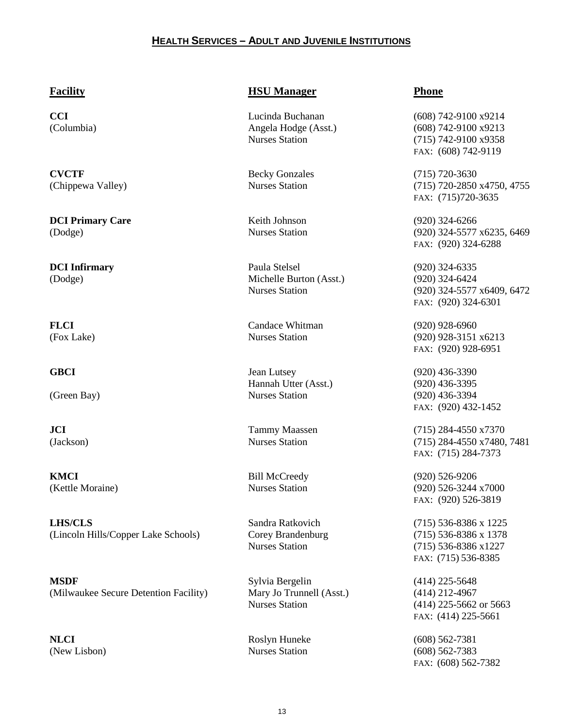## HEALTH SERVICES – ADULT AND JUVENILE INSTITUTIONS

| Facility | HSU Manager | Phone |
|---|---|---|
| **CCI** (Columbia) | Lucinda Buchanan<br>Angela Hodge (Asst.)<br>Nurses Station | (608) 742-9100 x9214<br>(608) 742-9100 x9213<br>(715) 742-9100 x9358<br>FAX: (608) 742-9119 |
| **CVCTF** (Chippewa Valley) | Becky Gonzales<br>Nurses Station | (715) 720-3630<br>(715) 720-2850 x4750, 4755<br>FAX: (715)720-3635 |
| **DCI Primary Care** (Dodge) | Keith Johnson<br>Nurses Station | (920) 324-6266<br>(920) 324-5577 x6235, 6469<br>FAX: (920) 324-6288 |
| **DCI Infirmary** (Dodge) | Paula Stelsel<br>Michelle Burton (Asst.)<br>Nurses Station | (920) 324-6335<br>(920) 324-6424<br>(920) 324-5577 x6409, 6472<br>FAX: (920) 324-6301 |
| **FLCI** (Fox Lake) | Candace Whitman<br>Nurses Station | (920) 928-6960<br>(920) 928-3151 x6213<br>FAX: (920) 928-6951 |
| **GBCI** (Green Bay) | Jean Lutsey<br>Hannah Utter (Asst.)<br>Nurses Station | (920) 436-3390<br>(920) 436-3395<br>(920) 436-3394<br>FAX: (920) 432-1452 |
| **JCI** (Jackson) | Tammy Maassen<br>Nurses Station | (715) 284-4550 x7370<br>(715) 284-4550 x7480, 7481<br>FAX: (715) 284-7373 |
| **KMCI** (Kettle Moraine) | Bill McCreedy<br>Nurses Station | (920) 526-9206<br>(920) 526-3244 x7000<br>FAX: (920) 526-3819 |
| **LHS/CLS** (Lincoln Hills/Copper Lake Schools) | Sandra Ratkovich<br>Corey Brandenburg<br>Nurses Station | (715) 536-8386 x 1225<br>(715) 536-8386 x 1378<br>(715) 536-8386 x1227<br>FAX: (715) 536-8385 |
| **MSDF** (Milwaukee Secure Detention Facility) | Sylvia Bergelin<br>Mary Jo Trunnell (Asst.)<br>Nurses Station | (414) 225-5648<br>(414) 212-4967<br>(414) 225-5662 or 5663<br>FAX: (414) 225-5661 |
| **NLCI** (New Lisbon) | Roslyn Huneke<br>Nurses Station | (608) 562-7381<br>(608) 562-7383<br>FAX: (608) 562-7382 |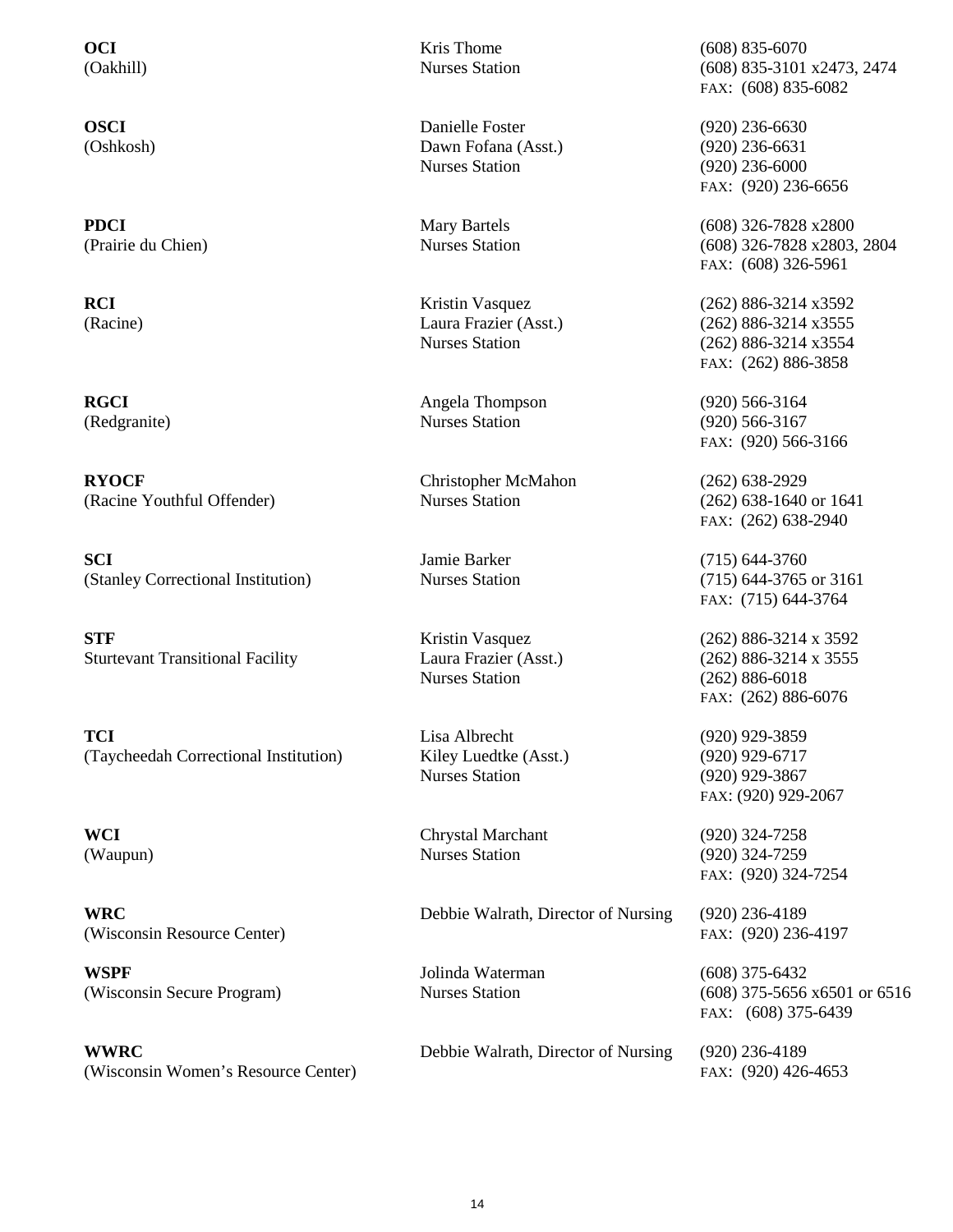| Facility | Contact | Phone |
|---|---|---|
| **OCI**<br>(Oakhill) | Kris Thome<br>Nurses Station | (608) 835-6070<br>(608) 835-3101 x2473, 2474<br>FAX: (608) 835-6082 |
| **OSCI**<br>(Oshkosh) | Danielle Foster<br>Dawn Fofana (Asst.)<br>Nurses Station | (920) 236-6630<br>(920) 236-6631<br>(920) 236-6000<br>FAX: (920) 236-6656 |
| **PDCI**<br>(Prairie du Chien) | Mary Bartels<br>Nurses Station | (608) 326-7828 x2800<br>(608) 326-7828 x2803, 2804<br>FAX: (608) 326-5961 |
| **RCI**<br>(Racine) | Kristin Vasquez<br>Laura Frazier (Asst.)<br>Nurses Station | (262) 886-3214 x3592<br>(262) 886-3214 x3555<br>(262) 886-3214 x3554<br>FAX: (262) 886-3858 |
| **RGCI**<br>(Redgranite) | Angela Thompson<br>Nurses Station | (920) 566-3164<br>(920) 566-3167<br>FAX: (920) 566-3166 |
| **RYOCF**<br>(Racine Youthful Offender) | Christopher McMahon<br>Nurses Station | (262) 638-2929<br>(262) 638-1640 or 1641<br>FAX: (262) 638-2940 |
| **SCI**<br>(Stanley Correctional Institution) | Jamie Barker<br>Nurses Station | (715) 644-3760<br>(715) 644-3765 or 3161<br>FAX: (715) 644-3764 |
| **STF**<br>Sturtevant Transitional Facility | Kristin Vasquez<br>Laura Frazier (Asst.)<br>Nurses Station | (262) 886-3214 x 3592<br>(262) 886-3214 x 3555<br>(262) 886-6018<br>FAX: (262) 886-6076 |
| **TCI**<br>(Taycheedah Correctional Institution) | Lisa Albrecht<br>Kiley Luedtke (Asst.)<br>Nurses Station | (920) 929-3859<br>(920) 929-6717<br>(920) 929-3867<br>FAX: (920) 929-2067 |
| **WCI**<br>(Waupun) | Chrystal Marchant<br>Nurses Station | (920) 324-7258<br>(920) 324-7259<br>FAX: (920) 324-7254 |
| **WRC**<br>(Wisconsin Resource Center) | Debbie Walrath, Director of Nursing | (920) 236-4189<br>FAX: (920) 236-4197 |
| **WSPF**<br>(Wisconsin Secure Program) | Jolinda Waterman<br>Nurses Station | (608) 375-6432<br>(608) 375-5656 x6501 or 6516<br>FAX: (608) 375-6439 |
| **WWRC**<br>(Wisconsin Women's Resource Center) | Debbie Walrath, Director of Nursing | (920) 236-4189<br>FAX: (920) 426-4653 |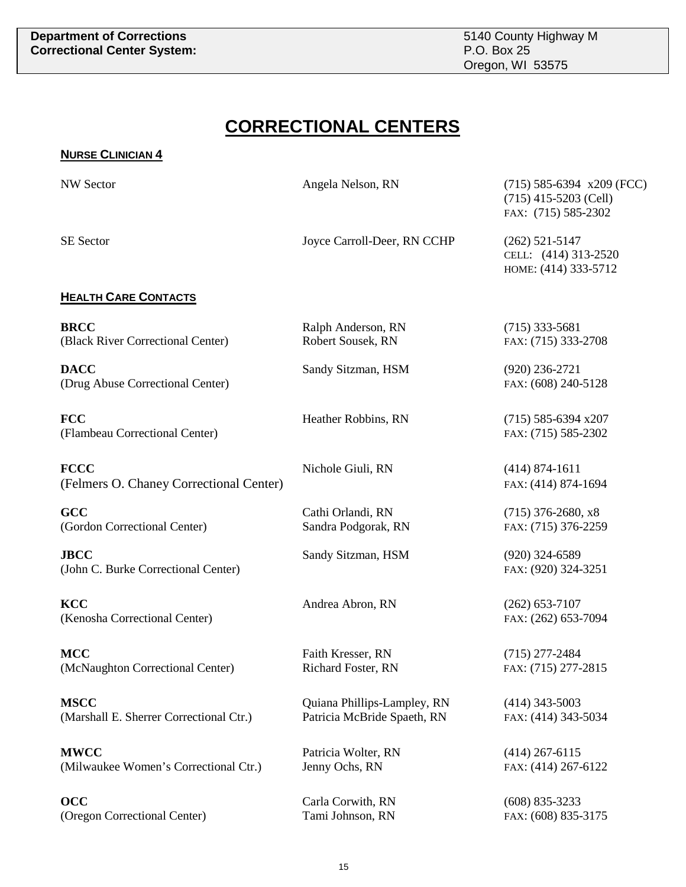**Department of Corrections**
**Correctional Center System:**

5140 County Highway M
P.O. Box 25
Oregon, WI 53575

# CORRECTIONAL CENTERS

## NURSE CLINICIAN 4

| | | |
|---|---|---|
| NW Sector | Angela Nelson, RN | (715) 585-6394 x209 (FCC)<br>(715) 415-5203 (Cell)<br>FAX: (715) 585-2302 |
| SE Sector | Joyce Carroll-Deer, RN CCHP | (262) 521-5147<br>CELL: (414) 313-2520<br>HOME: (414) 333-5712 |

## HEALTH CARE CONTACTS

| | | |
|---|---|---|
| **BRCC**<br>(Black River Correctional Center) | Ralph Anderson, RN<br>Robert Sousek, RN | (715) 333-5681<br>FAX: (715) 333-2708 |
| **DACC**<br>(Drug Abuse Correctional Center) | Sandy Sitzman, HSM | (920) 236-2721<br>FAX: (608) 240-5128 |
| **FCC**<br>(Flambeau Correctional Center) | Heather Robbins, RN | (715) 585-6394 x207<br>FAX: (715) 585-2302 |
| **FCCC**<br>(Felmers O. Chaney Correctional Center) | Nichole Giuli, RN | (414) 874-1611<br>FAX: (414) 874-1694 |
| **GCC**<br>(Gordon Correctional Center) | Cathi Orlandi, RN<br>Sandra Podgorak, RN | (715) 376-2680, x8<br>FAX: (715) 376-2259 |
| **JBCC**<br>(John C. Burke Correctional Center) | Sandy Sitzman, HSM | (920) 324-6589<br>FAX: (920) 324-3251 |
| **KCC**<br>(Kenosha Correctional Center) | Andrea Abron, RN | (262) 653-7107<br>FAX: (262) 653-7094 |
| **MCC**<br>(McNaughton Correctional Center) | Faith Kresser, RN<br>Richard Foster, RN | (715) 277-2484<br>FAX: (715) 277-2815 |
| **MSCC**<br>(Marshall E. Sherrer Correctional Ctr.) | Quiana Phillips-Lampley, RN<br>Patricia McBride Spaeth, RN | (414) 343-5003<br>FAX: (414) 343-5034 |
| **MWCC**<br>(Milwaukee Women's Correctional Ctr.) | Patricia Wolter, RN<br>Jenny Ochs, RN | (414) 267-6115<br>FAX: (414) 267-6122 |
| **OCC**<br>(Oregon Correctional Center) | Carla Corwith, RN<br>Tami Johnson, RN | (608) 835-3233<br>FAX: (608) 835-3175 |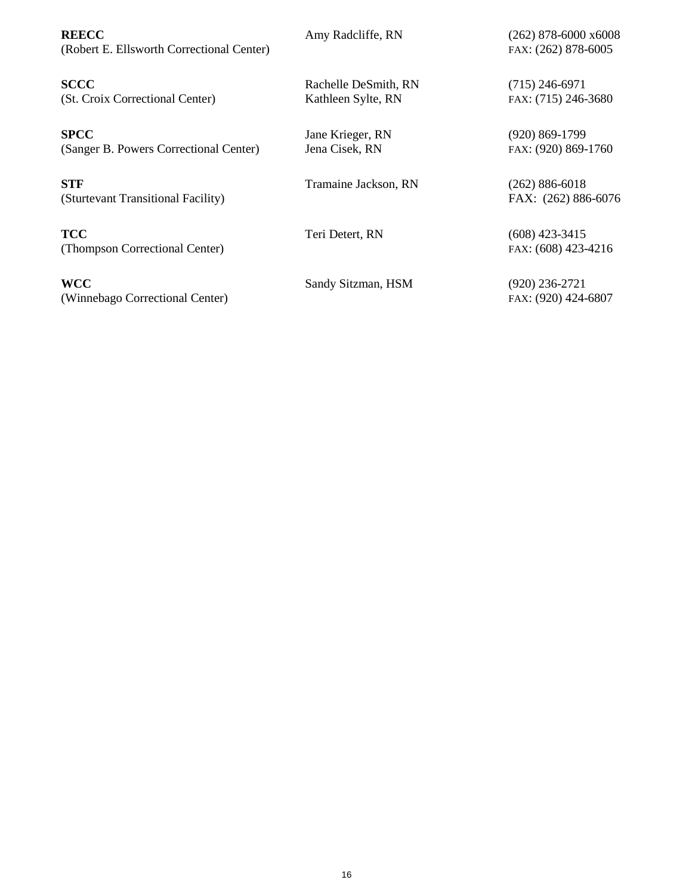| | | |
|---|---|---|
| **REECC**<br>(Robert E. Ellsworth Correctional Center) | Amy Radcliffe, RN | (262) 878-6000 x6008<br>FAX: (262) 878-6005 |
| **SCCC**<br>(St. Croix Correctional Center) | Rachelle DeSmith, RN<br>Kathleen Sylte, RN | (715) 246-6971<br>FAX: (715) 246-3680 |
| **SPCC**<br>(Sanger B. Powers Correctional Center) | Jane Krieger, RN<br>Jena Cisek, RN | (920) 869-1799<br>FAX: (920) 869-1760 |
| **STF**<br>(Sturtevant Transitional Facility) | Tramaine Jackson, RN | (262) 886-6018<br>FAX: (262) 886-6076 |
| **TCC**<br>(Thompson Correctional Center) | Teri Detert, RN | (608) 423-3415<br>FAX: (608) 423-4216 |
| **WCC**<br>(Winnebago Correctional Center) | Sandy Sitzman, HSM | (920) 236-2721<br>FAX: (920) 424-6807 |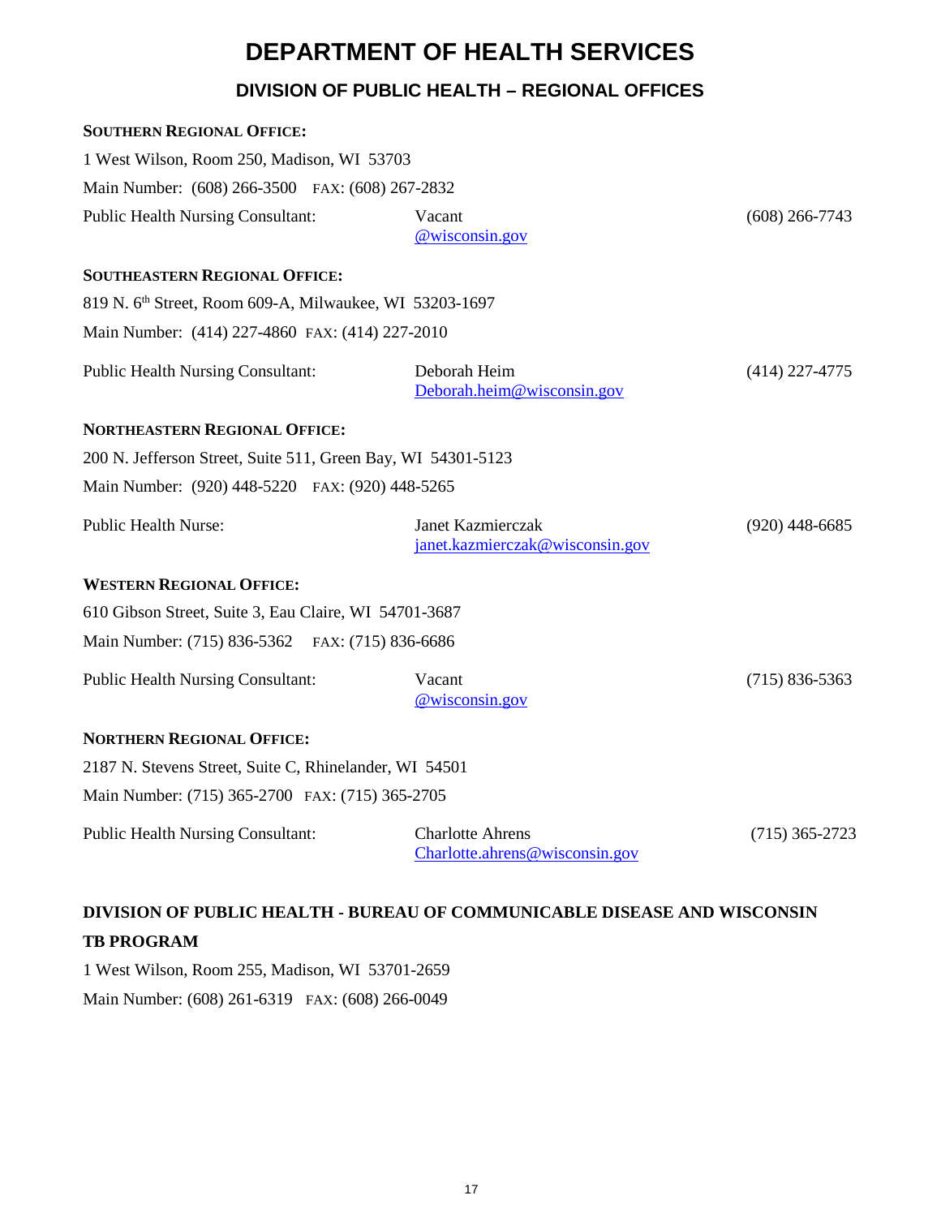# DEPARTMENT OF HEALTH SERVICES

## DIVISION OF PUBLIC HEALTH – REGIONAL OFFICES

**SOUTHERN REGIONAL OFFICE:**

1 West Wilson, Room 250, Madison, WI 53703

Main Number: (608) 266-3500 FAX: (608) 267-2832

| | | |
|---|---|---|
| Public Health Nursing Consultant: | Vacant<br>@wisconsin.gov | (608) 266-7743 |

**SOUTHEASTERN REGIONAL OFFICE:**

819 N. 6th Street, Room 609-A, Milwaukee, WI 53203-1697

Main Number: (414) 227-4860 FAX: (414) 227-2010

| | | |
|---|---|---|
| Public Health Nursing Consultant: | Deborah Heim<br>Deborah.heim@wisconsin.gov | (414) 227-4775 |

**NORTHEASTERN REGIONAL OFFICE:**

200 N. Jefferson Street, Suite 511, Green Bay, WI 54301-5123

Main Number: (920) 448-5220 FAX: (920) 448-5265

| | | |
|---|---|---|
| Public Health Nurse: | Janet Kazmierczak<br>janet.kazmierczak@wisconsin.gov | (920) 448-6685 |

**WESTERN REGIONAL OFFICE:**

610 Gibson Street, Suite 3, Eau Claire, WI 54701-3687

Main Number: (715) 836-5362 FAX: (715) 836-6686

| | | |
|---|---|---|
| Public Health Nursing Consultant: | Vacant<br>@wisconsin.gov | (715) 836-5363 |

**NORTHERN REGIONAL OFFICE:**

2187 N. Stevens Street, Suite C, Rhinelander, WI 54501

Main Number: (715) 365-2700 FAX: (715) 365-2705

| | | |
|---|---|---|
| Public Health Nursing Consultant: | Charlotte Ahrens<br>Charlotte.ahrens@wisconsin.gov | (715) 365-2723 |

**DIVISION OF PUBLIC HEALTH - BUREAU OF COMMUNICABLE DISEASE AND WISCONSIN TB PROGRAM**

1 West Wilson, Room 255, Madison, WI 53701-2659

Main Number: (608) 261-6319 FAX: (608) 266-0049